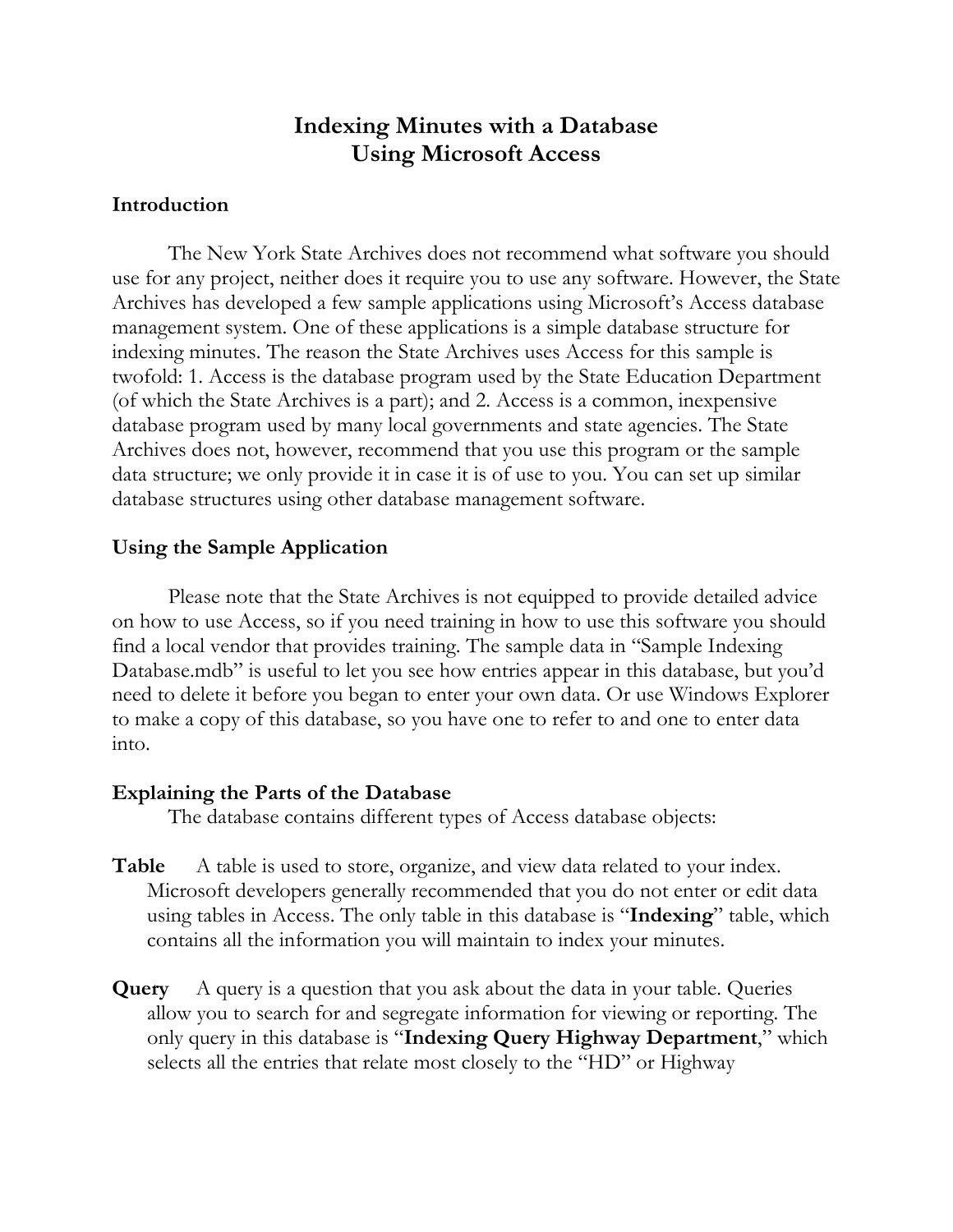# Indexing Minutes with a Database
# Using Microsoft Access

## Introduction

The New York State Archives does not recommend what software you should use for any project, neither does it require you to use any software. However, the State Archives has developed a few sample applications using Microsoft's Access database management system. One of these applications is a simple database structure for indexing minutes. The reason the State Archives uses Access for this sample is twofold: 1. Access is the database program used by the State Education Department (of which the State Archives is a part); and 2. Access is a common, inexpensive database program used by many local governments and state agencies. The State Archives does not, however, recommend that you use this program or the sample data structure; we only provide it in case it is of use to you. You can set up similar database structures using other database management software.

## Using the Sample Application

Please note that the State Archives is not equipped to provide detailed advice on how to use Access, so if you need training in how to use this software you should find a local vendor that provides training. The sample data in "Sample Indexing Database.mdb" is useful to let you see how entries appear in this database, but you'd need to delete it before you began to enter your own data. Or use Windows Explorer to make a copy of this database, so you have one to refer to and one to enter data into.

## Explaining the Parts of the Database

The database contains different types of Access database objects:

**Table** A table is used to store, organize, and view data related to your index. Microsoft developers generally recommended that you do not enter or edit data using tables in Access. The only table in this database is "**Indexing**" table, which contains all the information you will maintain to index your minutes.

**Query** A query is a question that you ask about the data in your table. Queries allow you to search for and segregate information for viewing or reporting. The only query in this database is "**Indexing Query Highway Department**," which selects all the entries that relate most closely to the "HD" or Highway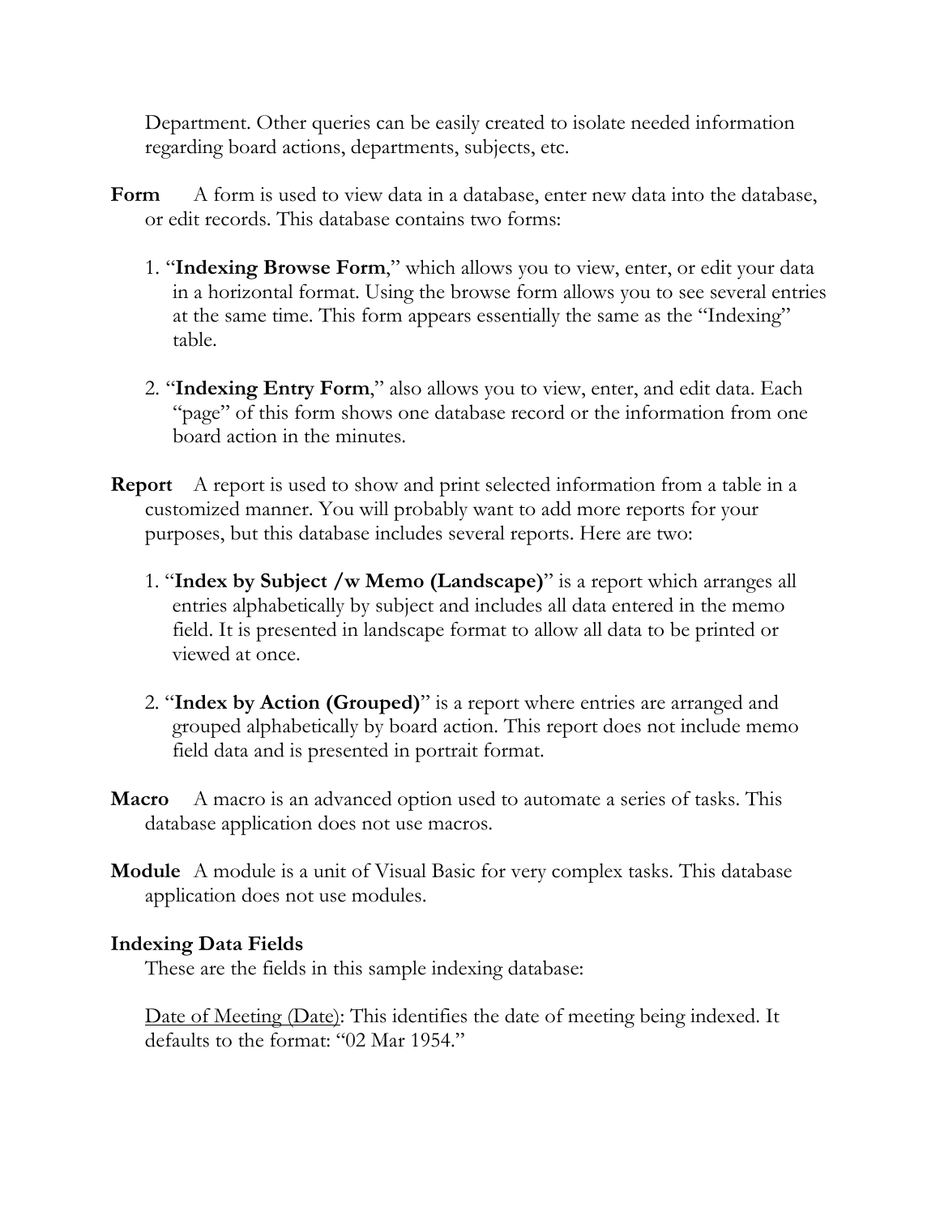Department. Other queries can be easily created to isolate needed information regarding board actions, departments, subjects, etc.

**Form** A form is used to view data in a database, enter new data into the database, or edit records. This database contains two forms:

1. "**Indexing Browse Form**," which allows you to view, enter, or edit your data in a horizontal format. Using the browse form allows you to see several entries at the same time. This form appears essentially the same as the "Indexing" table.

2. "**Indexing Entry Form**," also allows you to view, enter, and edit data. Each "page" of this form shows one database record or the information from one board action in the minutes.

**Report** A report is used to show and print selected information from a table in a customized manner. You will probably want to add more reports for your purposes, but this database includes several reports. Here are two:

1. "**Index by Subject /w Memo (Landscape)**" is a report which arranges all entries alphabetically by subject and includes all data entered in the memo field. It is presented in landscape format to allow all data to be printed or viewed at once.

2. "**Index by Action (Grouped)**" is a report where entries are arranged and grouped alphabetically by board action. This report does not include memo field data and is presented in portrait format.

**Macro** A macro is an advanced option used to automate a series of tasks. This database application does not use macros.

**Module** A module is a unit of Visual Basic for very complex tasks. This database application does not use modules.

**Indexing Data Fields**

These are the fields in this sample indexing database:

<u>Date of Meeting (Date)</u>: This identifies the date of meeting being indexed. It defaults to the format: "02 Mar 1954."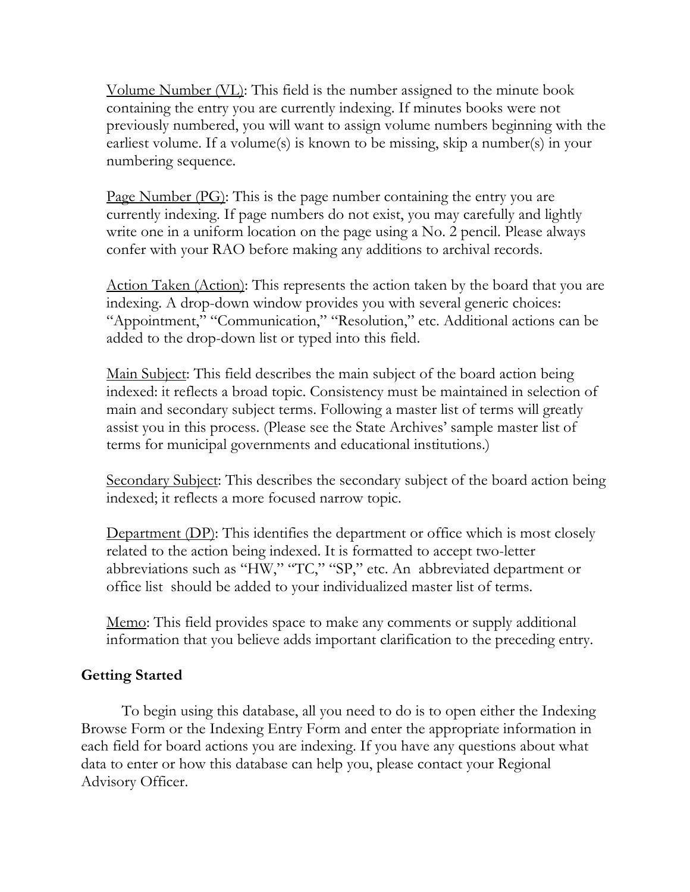Volume Number (VL): This field is the number assigned to the minute book containing the entry you are currently indexing. If minutes books were not previously numbered, you will want to assign volume numbers beginning with the earliest volume. If a volume(s) is known to be missing, skip a number(s) in your numbering sequence.

Page Number (PG): This is the page number containing the entry you are currently indexing. If page numbers do not exist, you may carefully and lightly write one in a uniform location on the page using a No. 2 pencil. Please always confer with your RAO before making any additions to archival records.

Action Taken (Action): This represents the action taken by the board that you are indexing. A drop-down window provides you with several generic choices: "Appointment," "Communication," "Resolution," etc. Additional actions can be added to the drop-down list or typed into this field.

Main Subject: This field describes the main subject of the board action being indexed: it reflects a broad topic. Consistency must be maintained in selection of main and secondary subject terms. Following a master list of terms will greatly assist you in this process. (Please see the State Archives' sample master list of terms for municipal governments and educational institutions.)

Secondary Subject: This describes the secondary subject of the board action being indexed; it reflects a more focused narrow topic.

Department (DP): This identifies the department or office which is most closely related to the action being indexed. It is formatted to accept two-letter abbreviations such as "HW," "TC," "SP," etc. An abbreviated department or office list should be added to your individualized master list of terms.

Memo: This field provides space to make any comments or supply additional information that you believe adds important clarification to the preceding entry.

## Getting Started

To begin using this database, all you need to do is to open either the Indexing Browse Form or the Indexing Entry Form and enter the appropriate information in each field for board actions you are indexing. If you have any questions about what data to enter or how this database can help you, please contact your Regional Advisory Officer.